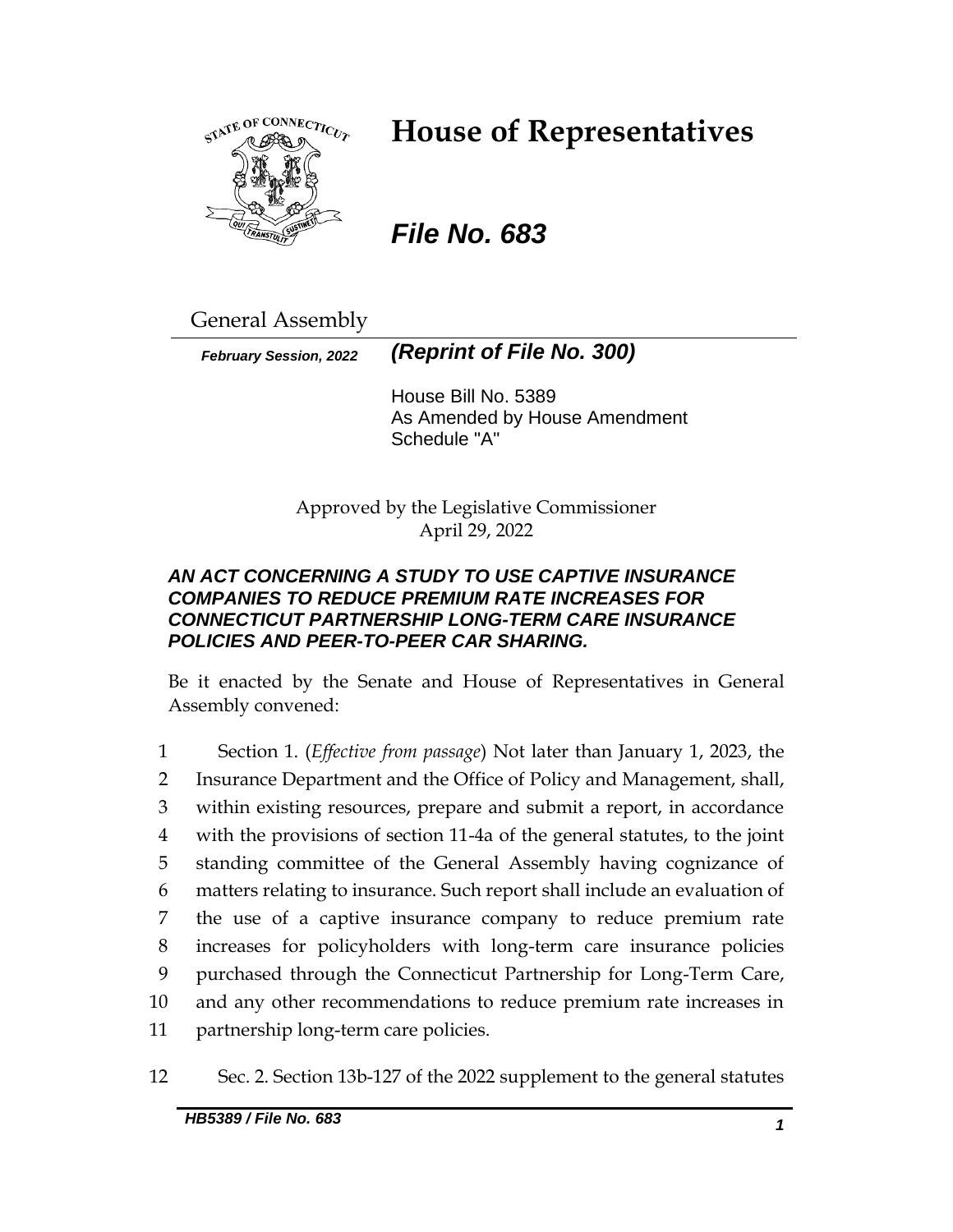# House of Representatives

## *File No. 683*

General Assembly

***February Session, 2022*** ***(Reprint of File No. 300)***

House Bill No. 5389
As Amended by House Amendment Schedule "A"

Approved by the Legislative Commissioner
April 29, 2022

***AN ACT CONCERNING A STUDY TO USE CAPTIVE INSURANCE COMPANIES TO REDUCE PREMIUM RATE INCREASES FOR CONNECTICUT PARTNERSHIP LONG-TERM CARE INSURANCE POLICIES AND PEER-TO-PEER CAR SHARING.***

Be it enacted by the Senate and House of Representatives in General Assembly convened:

1 Section 1. (*Effective from passage*) Not later than January 1, 2023, the
2 Insurance Department and the Office of Policy and Management, shall,
3 within existing resources, prepare and submit a report, in accordance
4 with the provisions of section 11-4a of the general statutes, to the joint
5 standing committee of the General Assembly having cognizance of
6 matters relating to insurance. Such report shall include an evaluation of
7 the use of a captive insurance company to reduce premium rate
8 increases for policyholders with long-term care insurance policies
9 purchased through the Connecticut Partnership for Long-Term Care,
10 and any other recommendations to reduce premium rate increases in
11 partnership long-term care policies.

12 Sec. 2. Section 13b-127 of the 2022 supplement to the general statutes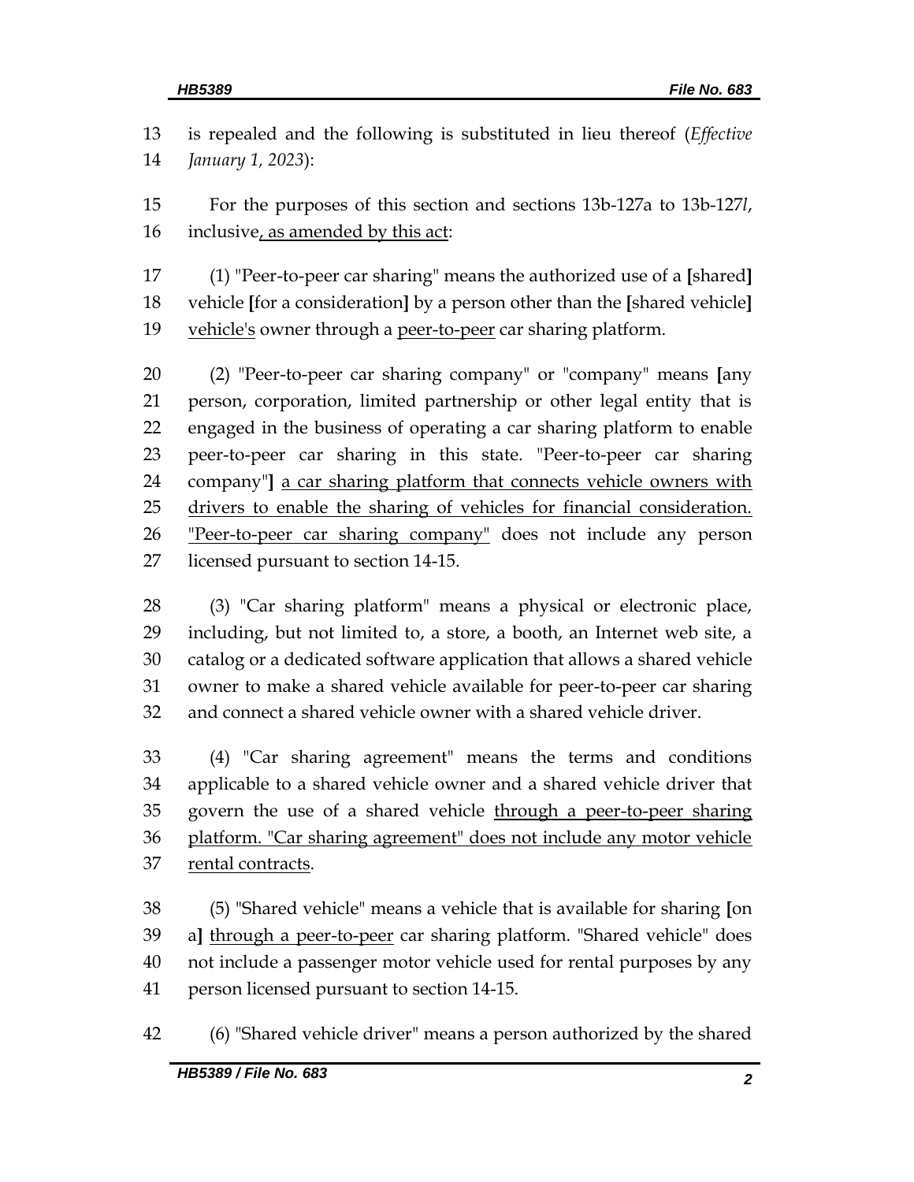is repealed and the following is substituted in lieu thereof (*Effective January 1, 2023*):

For the purposes of this section and sections 13b-127a to 13b-127*l*, inclusive<u>, as amended by this act</u>:

(1) "Peer-to-peer car sharing" means the authorized use of a **[**shared**]** vehicle **[**for a consideration**]** by a person other than the **[**shared vehicle**]** <u>vehicle's</u> owner through a <u>peer-to-peer</u> car sharing platform.

(2) "Peer-to-peer car sharing company" or "company" means **[**any person, corporation, limited partnership or other legal entity that is engaged in the business of operating a car sharing platform to enable peer-to-peer car sharing in this state. "Peer-to-peer car sharing company"**]** <u>a car sharing platform that connects vehicle owners with drivers to enable the sharing of vehicles for financial consideration. "Peer-to-peer car sharing company"</u> does not include any person licensed pursuant to section 14-15.

(3) "Car sharing platform" means a physical or electronic place, including, but not limited to, a store, a booth, an Internet web site, a catalog or a dedicated software application that allows a shared vehicle owner to make a shared vehicle available for peer-to-peer car sharing and connect a shared vehicle owner with a shared vehicle driver.

(4) "Car sharing agreement" means the terms and conditions applicable to a shared vehicle owner and a shared vehicle driver that govern the use of a shared vehicle <u>through a peer-to-peer sharing platform. "Car sharing agreement" does not include any motor vehicle rental contracts</u>.

(5) "Shared vehicle" means a vehicle that is available for sharing **[**on a**]** <u>through a peer-to-peer</u> car sharing platform. "Shared vehicle" does not include a passenger motor vehicle used for rental purposes by any person licensed pursuant to section 14-15.

(6) "Shared vehicle driver" means a person authorized by the shared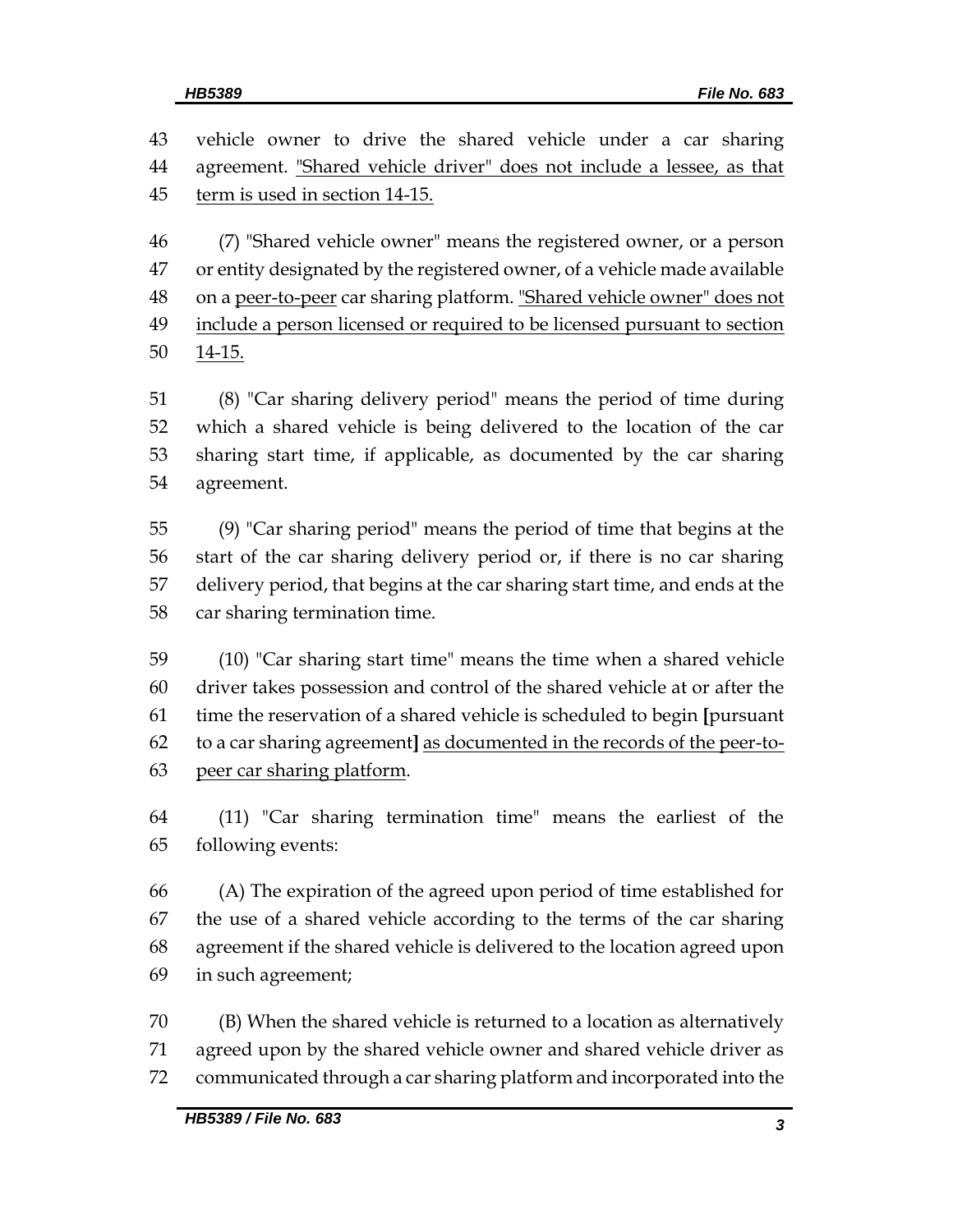vehicle owner to drive the shared vehicle under a car sharing agreement. <u>"Shared vehicle driver" does not include a lessee, as that term is used in section 14-15.</u>

(7) "Shared vehicle owner" means the registered owner, or a person or entity designated by the registered owner, of a vehicle made available on a <u>peer-to-peer</u> car sharing platform. <u>"Shared vehicle owner" does not include a person licensed or required to be licensed pursuant to section 14-15.</u>

(8) "Car sharing delivery period" means the period of time during which a shared vehicle is being delivered to the location of the car sharing start time, if applicable, as documented by the car sharing agreement.

(9) "Car sharing period" means the period of time that begins at the start of the car sharing delivery period or, if there is no car sharing delivery period, that begins at the car sharing start time, and ends at the car sharing termination time.

(10) "Car sharing start time" means the time when a shared vehicle driver takes possession and control of the shared vehicle at or after the time the reservation of a shared vehicle is scheduled to begin **[**pursuant to a car sharing agreement**]** <u>as documented in the records of the peer-to-peer car sharing platform</u>.

(11) "Car sharing termination time" means the earliest of the following events:

(A) The expiration of the agreed upon period of time established for the use of a shared vehicle according to the terms of the car sharing agreement if the shared vehicle is delivered to the location agreed upon in such agreement;

(B) When the shared vehicle is returned to a location as alternatively agreed upon by the shared vehicle owner and shared vehicle driver as communicated through a car sharing platform and incorporated into the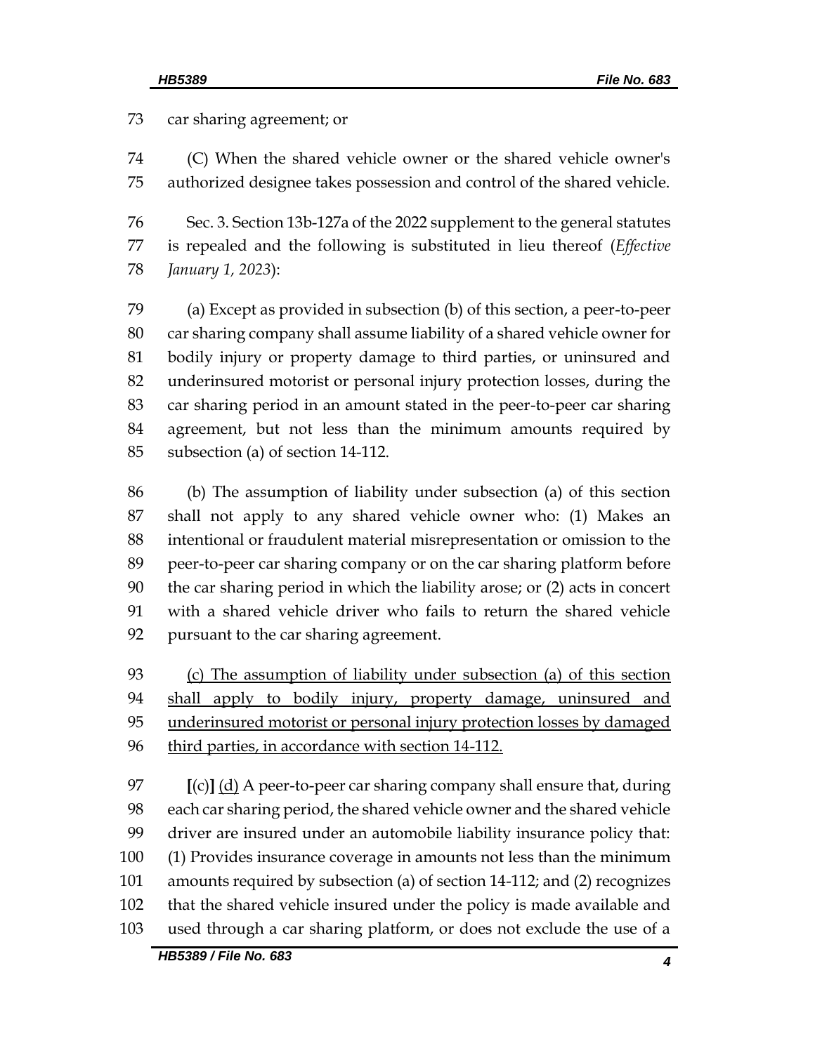car sharing agreement; or

(C) When the shared vehicle owner or the shared vehicle owner's authorized designee takes possession and control of the shared vehicle.

Sec. 3. Section 13b-127a of the 2022 supplement to the general statutes is repealed and the following is substituted in lieu thereof (*Effective January 1, 2023*):

(a) Except as provided in subsection (b) of this section, a peer-to-peer car sharing company shall assume liability of a shared vehicle owner for bodily injury or property damage to third parties, or uninsured and underinsured motorist or personal injury protection losses, during the car sharing period in an amount stated in the peer-to-peer car sharing agreement, but not less than the minimum amounts required by subsection (a) of section 14-112.

(b) The assumption of liability under subsection (a) of this section shall not apply to any shared vehicle owner who: (1) Makes an intentional or fraudulent material misrepresentation or omission to the peer-to-peer car sharing company or on the car sharing platform before the car sharing period in which the liability arose; or (2) acts in concert with a shared vehicle driver who fails to return the shared vehicle pursuant to the car sharing agreement.

<u>(c) The assumption of liability under subsection (a) of this section shall apply to bodily injury, property damage, uninsured and underinsured motorist or personal injury protection losses by damaged third parties, in accordance with section 14-112.</u>

**[**(c)**]** <u>(d)</u> A peer-to-peer car sharing company shall ensure that, during each car sharing period, the shared vehicle owner and the shared vehicle driver are insured under an automobile liability insurance policy that: (1) Provides insurance coverage in amounts not less than the minimum amounts required by subsection (a) of section 14-112; and (2) recognizes that the shared vehicle insured under the policy is made available and used through a car sharing platform, or does not exclude the use of a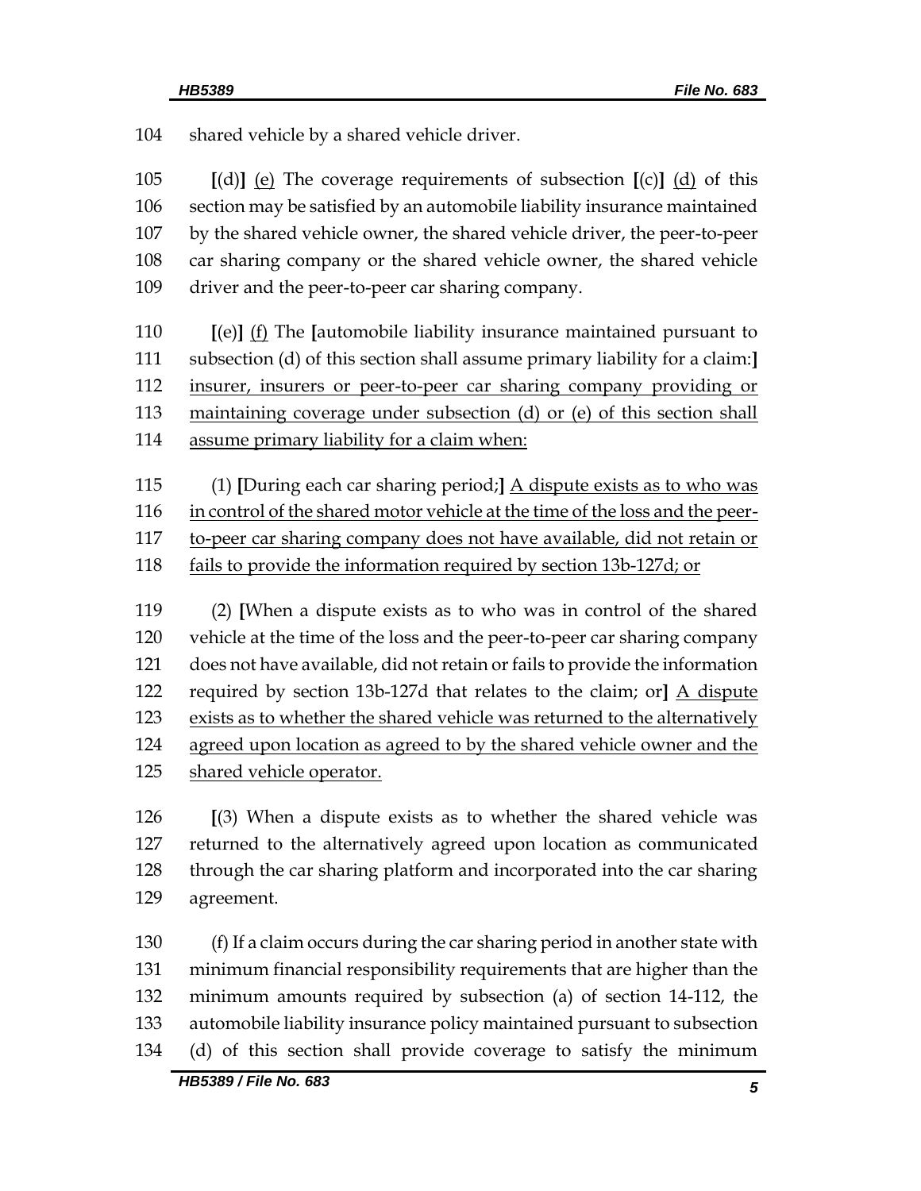104 shared vehicle by a shared vehicle driver.

105 [(d)] <u>(e)</u> The coverage requirements of subsection [(c)] <u>(d)</u> of this
106 section may be satisfied by an automobile liability insurance maintained
107 by the shared vehicle owner, the shared vehicle driver, the peer-to-peer
108 car sharing company or the shared vehicle owner, the shared vehicle
109 driver and the peer-to-peer car sharing company.

110 [(e)] <u>(f)</u> The [automobile liability insurance maintained pursuant to
111 subsection (d) of this section shall assume primary liability for a claim:]
112 <u>insurer, insurers or peer-to-peer car sharing company providing or</u>
113 <u>maintaining coverage under subsection (d) or (e) of this section shall</u>
114 <u>assume primary liability for a claim when:</u>

115 (1) [During each car sharing period;] <u>A dispute exists as to who was</u>
116 <u>in control of the shared motor vehicle at the time of the loss and the peer-</u>
117 <u>to-peer car sharing company does not have available, did not retain or</u>
118 <u>fails to provide the information required by section 13b-127d; or</u>

119 (2) [When a dispute exists as to who was in control of the shared
120 vehicle at the time of the loss and the peer-to-peer car sharing company
121 does not have available, did not retain or fails to provide the information
122 required by section 13b-127d that relates to the claim; or] <u>A dispute</u>
123 <u>exists as to whether the shared vehicle was returned to the alternatively</u>
124 <u>agreed upon location as agreed to by the shared vehicle owner and the</u>
125 <u>shared vehicle operator.</u>

126 [(3) When a dispute exists as to whether the shared vehicle was
127 returned to the alternatively agreed upon location as communicated
128 through the car sharing platform and incorporated into the car sharing
129 agreement.

130 (f) If a claim occurs during the car sharing period in another state with
131 minimum financial responsibility requirements that are higher than the
132 minimum amounts required by subsection (a) of section 14-112, the
133 automobile liability insurance policy maintained pursuant to subsection
134 (d) of this section shall provide coverage to satisfy the minimum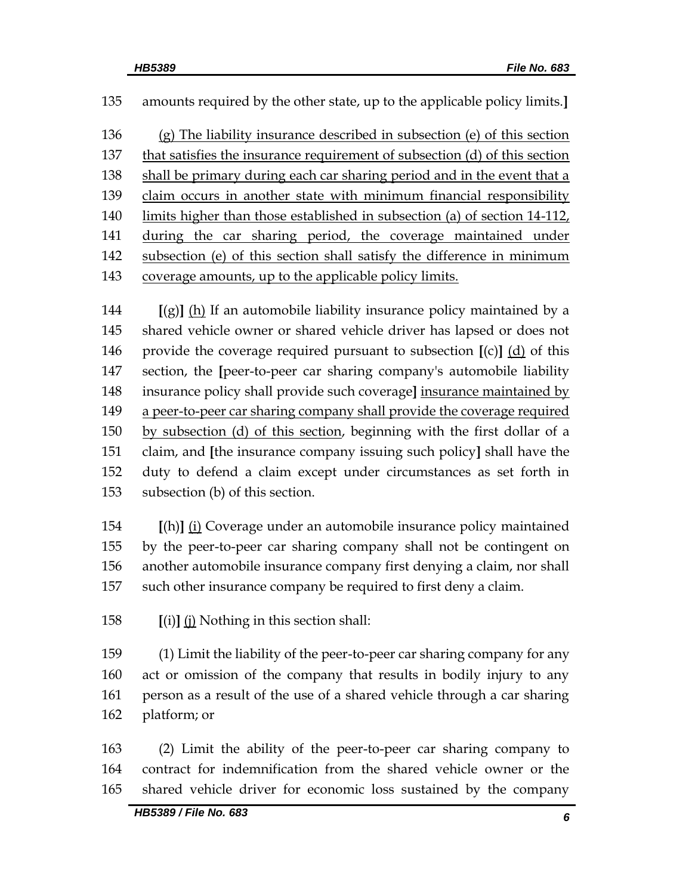135 amounts required by the other state, up to the applicable policy limits.]

136 <u>(g) The liability insurance described in subsection (e) of this section</u>
137 <u>that satisfies the insurance requirement of subsection (d) of this section</u>
138 <u>shall be primary during each car sharing period and in the event that a</u>
139 <u>claim occurs in another state with minimum financial responsibility</u>
140 <u>limits higher than those established in subsection (a) of section 14-112,</u>
141 <u>during the car sharing period, the coverage maintained under</u>
142 <u>subsection (e) of this section shall satisfy the difference in minimum</u>
143 <u>coverage amounts, up to the applicable policy limits.</u>

144 **[**(g)**]** <u>(h)</u> If an automobile liability insurance policy maintained by a
145 shared vehicle owner or shared vehicle driver has lapsed or does not
146 provide the coverage required pursuant to subsection **[**(c)**]** <u>(d)</u> of this
147 section, the **[**peer-to-peer car sharing company's automobile liability
148 insurance policy shall provide such coverage**]** <u>insurance maintained by</u>
149 <u>a peer-to-peer car sharing company shall provide the coverage required</u>
150 <u>by subsection (d) of this section</u>, beginning with the first dollar of a
151 claim, and **[**the insurance company issuing such policy**]** shall have the
152 duty to defend a claim except under circumstances as set forth in
153 subsection (b) of this section.

154 **[**(h)**]** <u>(i)</u> Coverage under an automobile insurance policy maintained
155 by the peer-to-peer car sharing company shall not be contingent on
156 another automobile insurance company first denying a claim, nor shall
157 such other insurance company be required to first deny a claim.

158 **[**(i)**]** <u>(j)</u> Nothing in this section shall:

159 (1) Limit the liability of the peer-to-peer car sharing company for any
160 act or omission of the company that results in bodily injury to any
161 person as a result of the use of a shared vehicle through a car sharing
162 platform; or

163 (2) Limit the ability of the peer-to-peer car sharing company to
164 contract for indemnification from the shared vehicle owner or the
165 shared vehicle driver for economic loss sustained by the company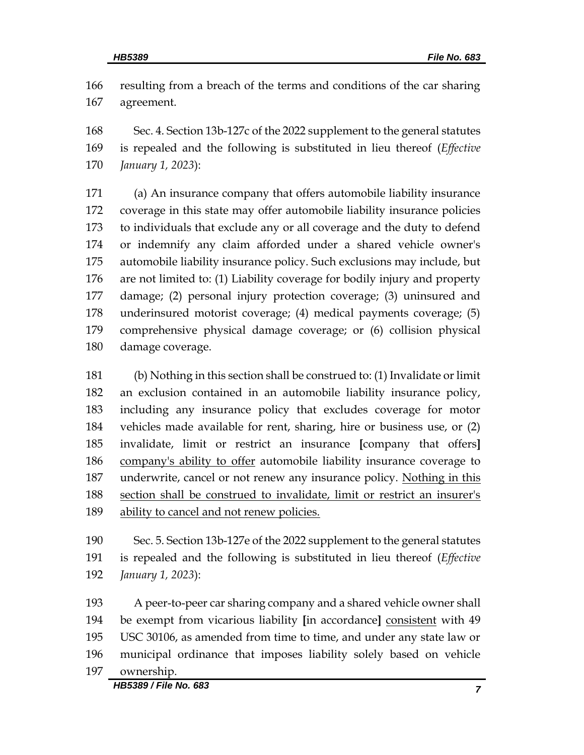resulting from a breach of the terms and conditions of the car sharing agreement.

Sec. 4. Section 13b-127c of the 2022 supplement to the general statutes is repealed and the following is substituted in lieu thereof (*Effective January 1, 2023*):

(a) An insurance company that offers automobile liability insurance coverage in this state may offer automobile liability insurance policies to individuals that exclude any or all coverage and the duty to defend or indemnify any claim afforded under a shared vehicle owner's automobile liability insurance policy. Such exclusions may include, but are not limited to: (1) Liability coverage for bodily injury and property damage; (2) personal injury protection coverage; (3) uninsured and underinsured motorist coverage; (4) medical payments coverage; (5) comprehensive physical damage coverage; or (6) collision physical damage coverage.

(b) Nothing in this section shall be construed to: (1) Invalidate or limit an exclusion contained in an automobile liability insurance policy, including any insurance policy that excludes coverage for motor vehicles made available for rent, sharing, hire or business use, or (2) invalidate, limit or restrict an insurance **[**company that offers**]** <u>company's ability to offer</u> automobile liability insurance coverage to underwrite, cancel or not renew any insurance policy. <u>Nothing in this section shall be construed to invalidate, limit or restrict an insurer's ability to cancel and not renew policies.</u>

Sec. 5. Section 13b-127e of the 2022 supplement to the general statutes is repealed and the following is substituted in lieu thereof (*Effective January 1, 2023*):

A peer-to-peer car sharing company and a shared vehicle owner shall be exempt from vicarious liability **[**in accordance**]** <u>consistent</u> with 49 USC 30106, as amended from time to time, and under any state law or municipal ordinance that imposes liability solely based on vehicle ownership.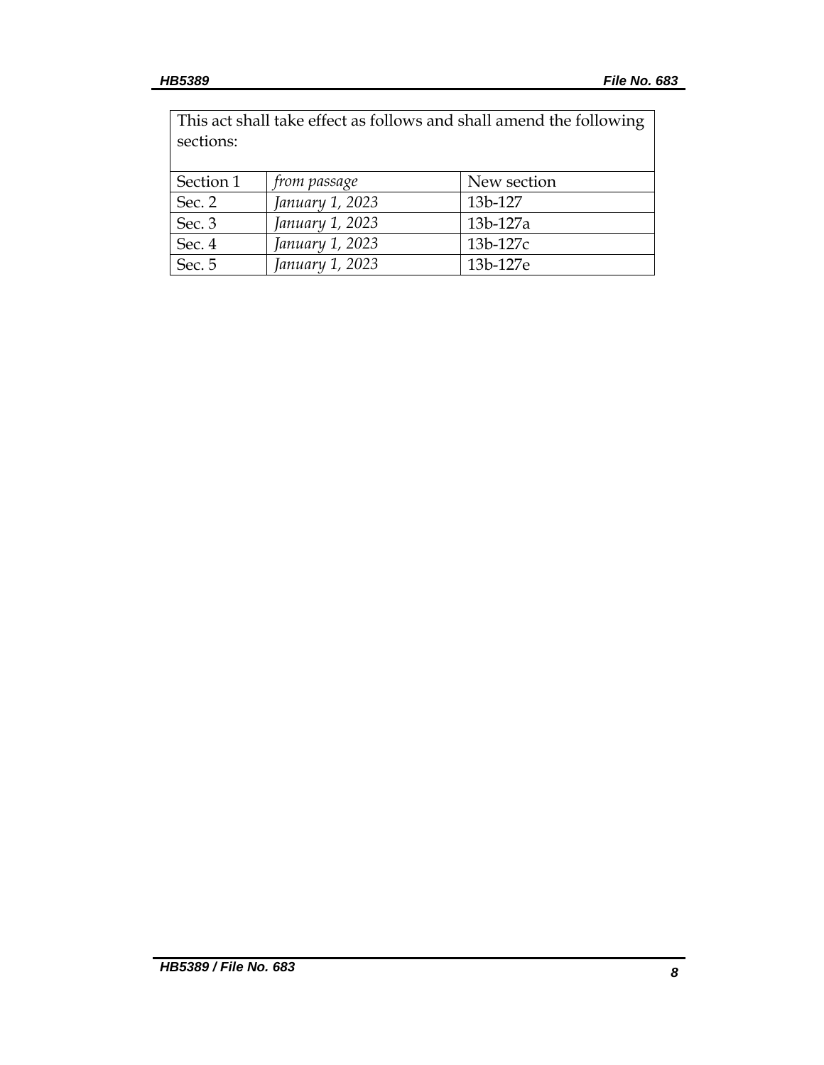| This act shall take effect as follows and shall amend the following sections: | | |
| --- | --- | --- |
| Section 1 | *from passage* | New section |
| Sec. 2 | *January 1, 2023* | 13b-127 |
| Sec. 3 | *January 1, 2023* | 13b-127a |
| Sec. 4 | *January 1, 2023* | 13b-127c |
| Sec. 5 | *January 1, 2023* | 13b-127e |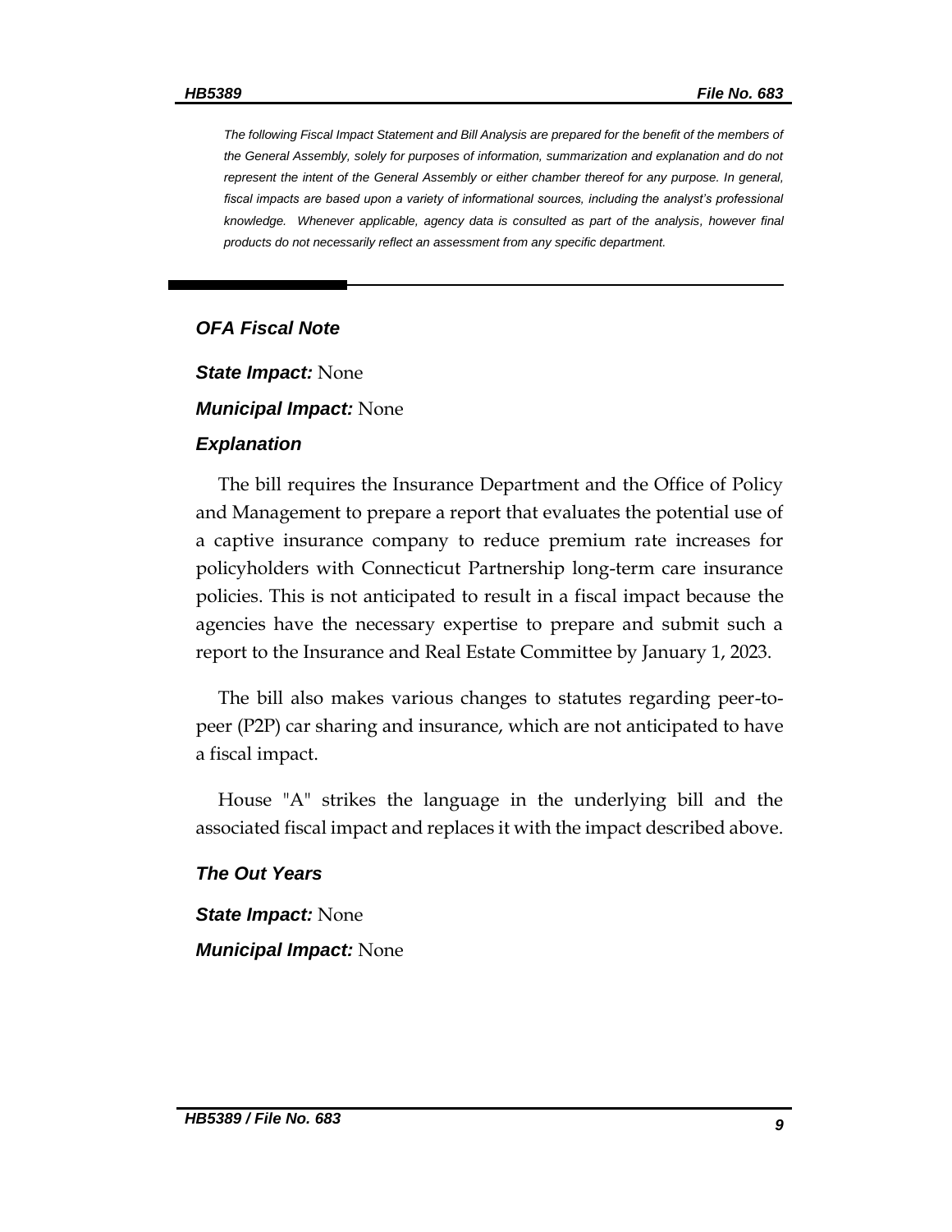*The following Fiscal Impact Statement and Bill Analysis are prepared for the benefit of the members of the General Assembly, solely for purposes of information, summarization and explanation and do not represent the intent of the General Assembly or either chamber thereof for any purpose. In general, fiscal impacts are based upon a variety of informational sources, including the analyst's professional knowledge. Whenever applicable, agency data is consulted as part of the analysis, however final products do not necessarily reflect an assessment from any specific department.*

***OFA Fiscal Note***

***State Impact:*** None

***Municipal Impact:*** None

***Explanation***

The bill requires the Insurance Department and the Office of Policy and Management to prepare a report that evaluates the potential use of a captive insurance company to reduce premium rate increases for policyholders with Connecticut Partnership long-term care insurance policies. This is not anticipated to result in a fiscal impact because the agencies have the necessary expertise to prepare and submit such a report to the Insurance and Real Estate Committee by January 1, 2023.

The bill also makes various changes to statutes regarding peer-to-peer (P2P) car sharing and insurance, which are not anticipated to have a fiscal impact.

House "A" strikes the language in the underlying bill and the associated fiscal impact and replaces it with the impact described above.

***The Out Years***

***State Impact:*** None

***Municipal Impact:*** None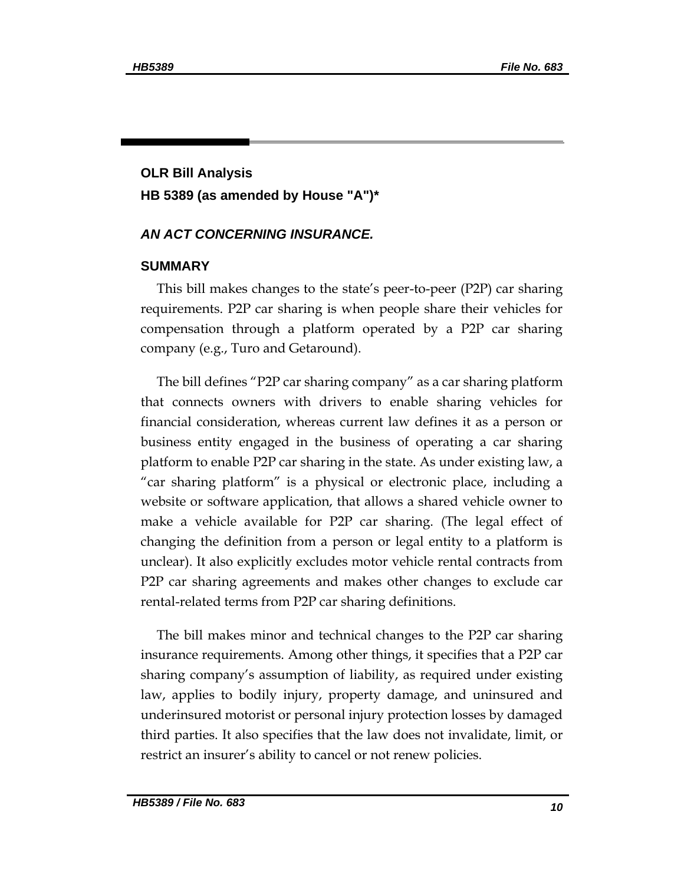## OLR Bill Analysis

## HB 5389 (as amended by House "A")*

***AN ACT CONCERNING INSURANCE.***

### SUMMARY

This bill makes changes to the state's peer-to-peer (P2P) car sharing requirements. P2P car sharing is when people share their vehicles for compensation through a platform operated by a P2P car sharing company (e.g., Turo and Getaround).

The bill defines "P2P car sharing company" as a car sharing platform that connects owners with drivers to enable sharing vehicles for financial consideration, whereas current law defines it as a person or business entity engaged in the business of operating a car sharing platform to enable P2P car sharing in the state. As under existing law, a "car sharing platform" is a physical or electronic place, including a website or software application, that allows a shared vehicle owner to make a vehicle available for P2P car sharing. (The legal effect of changing the definition from a person or legal entity to a platform is unclear). It also explicitly excludes motor vehicle rental contracts from P2P car sharing agreements and makes other changes to exclude car rental-related terms from P2P car sharing definitions.

The bill makes minor and technical changes to the P2P car sharing insurance requirements. Among other things, it specifies that a P2P car sharing company's assumption of liability, as required under existing law, applies to bodily injury, property damage, and uninsured and underinsured motorist or personal injury protection losses by damaged third parties. It also specifies that the law does not invalidate, limit, or restrict an insurer's ability to cancel or not renew policies.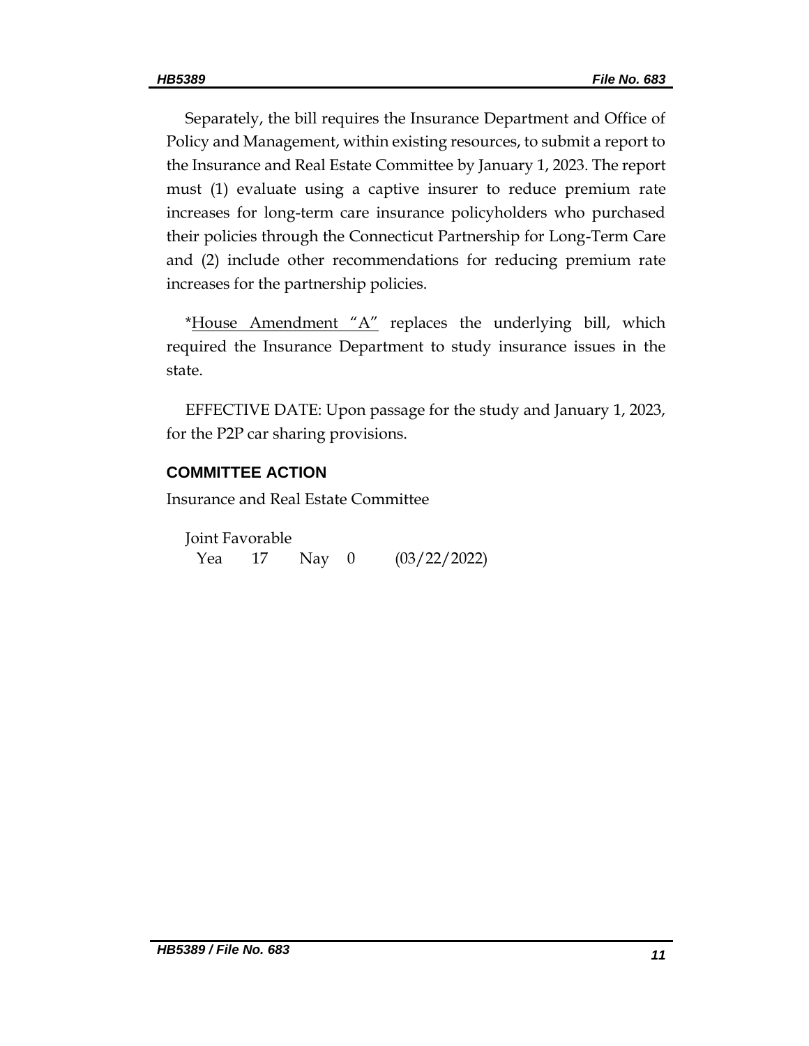Separately, the bill requires the Insurance Department and Office of Policy and Management, within existing resources, to submit a report to the Insurance and Real Estate Committee by January 1, 2023. The report must (1) evaluate using a captive insurer to reduce premium rate increases for long-term care insurance policyholders who purchased their policies through the Connecticut Partnership for Long-Term Care and (2) include other recommendations for reducing premium rate increases for the partnership policies.

*<u>House Amendment "A"</u> replaces the underlying bill, which required the Insurance Department to study insurance issues in the state.

EFFECTIVE DATE: Upon passage for the study and January 1, 2023, for the P2P car sharing provisions.

## COMMITTEE ACTION

Insurance and Real Estate Committee

Joint Favorable

| | | | | |
|---|---|---|---|---|
| Yea | 17 | Nay | 0 | (03/22/2022) |